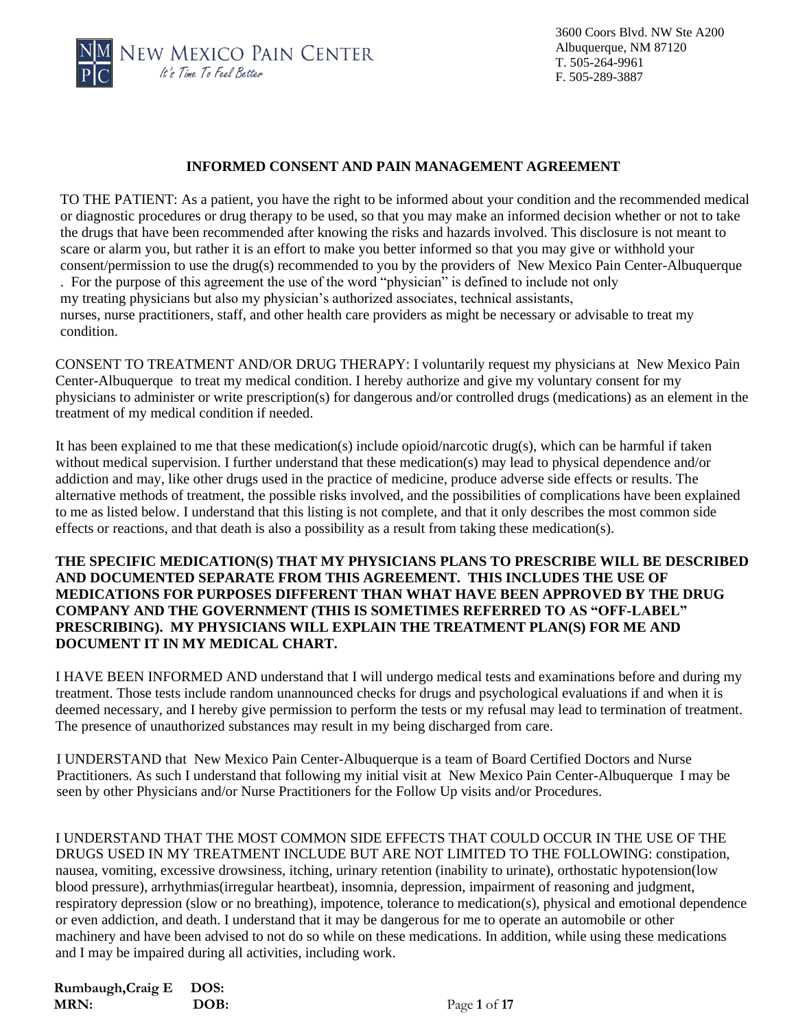NEW MEXICO PAIN CENTER
*It's Time To Feel Better*

3600 Coors Blvd. NW Ste A200
Albuquerque, NM 87120
T. 505-264-9961
F. 505-289-3887

# INFORMED CONSENT AND PAIN MANAGEMENT AGREEMENT

TO THE PATIENT: As a patient, you have the right to be informed about your condition and the recommended medical or diagnostic procedures or drug therapy to be used, so that you may make an informed decision whether or not to take the drugs that have been recommended after knowing the risks and hazards involved. This disclosure is not meant to scare or alarm you, but rather it is an effort to make you better informed so that you may give or withhold your consent/permission to use the drug(s) recommended to you by the providers of New Mexico Pain Center-Albuquerque . For the purpose of this agreement the use of the word "physician" is defined to include not only my treating physicians but also my physician's authorized associates, technical assistants, nurses, nurse practitioners, staff, and other health care providers as might be necessary or advisable to treat my condition.

CONSENT TO TREATMENT AND/OR DRUG THERAPY: I voluntarily request my physicians at New Mexico Pain Center-Albuquerque to treat my medical condition. I hereby authorize and give my voluntary consent for my physicians to administer or write prescription(s) for dangerous and/or controlled drugs (medications) as an element in the treatment of my medical condition if needed.

It has been explained to me that these medication(s) include opioid/narcotic drug(s), which can be harmful if taken without medical supervision. I further understand that these medication(s) may lead to physical dependence and/or addiction and may, like other drugs used in the practice of medicine, produce adverse side effects or results. The alternative methods of treatment, the possible risks involved, and the possibilities of complications have been explained to me as listed below. I understand that this listing is not complete, and that it only describes the most common side effects or reactions, and that death is also a possibility as a result from taking these medication(s).

**THE SPECIFIC MEDICATION(S) THAT MY PHYSICIANS PLANS TO PRESCRIBE WILL BE DESCRIBED AND DOCUMENTED SEPARATE FROM THIS AGREEMENT. THIS INCLUDES THE USE OF MEDICATIONS FOR PURPOSES DIFFERENT THAN WHAT HAVE BEEN APPROVED BY THE DRUG COMPANY AND THE GOVERNMENT (THIS IS SOMETIMES REFERRED TO AS "OFF-LABEL" PRESCRIBING). MY PHYSICIANS WILL EXPLAIN THE TREATMENT PLAN(S) FOR ME AND DOCUMENT IT IN MY MEDICAL CHART.**

I HAVE BEEN INFORMED AND understand that I will undergo medical tests and examinations before and during my treatment. Those tests include random unannounced checks for drugs and psychological evaluations if and when it is deemed necessary, and I hereby give permission to perform the tests or my refusal may lead to termination of treatment. The presence of unauthorized substances may result in my being discharged from care.

I UNDERSTAND that New Mexico Pain Center-Albuquerque is a team of Board Certified Doctors and Nurse Practitioners. As such I understand that following my initial visit at New Mexico Pain Center-Albuquerque I may be seen by other Physicians and/or Nurse Practitioners for the Follow Up visits and/or Procedures.

I UNDERSTAND THAT THE MOST COMMON SIDE EFFECTS THAT COULD OCCUR IN THE USE OF THE DRUGS USED IN MY TREATMENT INCLUDE BUT ARE NOT LIMITED TO THE FOLLOWING: constipation, nausea, vomiting, excessive drowsiness, itching, urinary retention (inability to urinate), orthostatic hypotension(low blood pressure), arrhythmias(irregular heartbeat), insomnia, depression, impairment of reasoning and judgment, respiratory depression (slow or no breathing), impotence, tolerance to medication(s), physical and emotional dependence or even addiction, and death. I understand that it may be dangerous for me to operate an automobile or other machinery and have been advised to not do so while on these medications. In addition, while using these medications and I may be impaired during all activities, including work.

**Rumbaugh,Craig E** **DOS:**
**MRN:** **DOB:**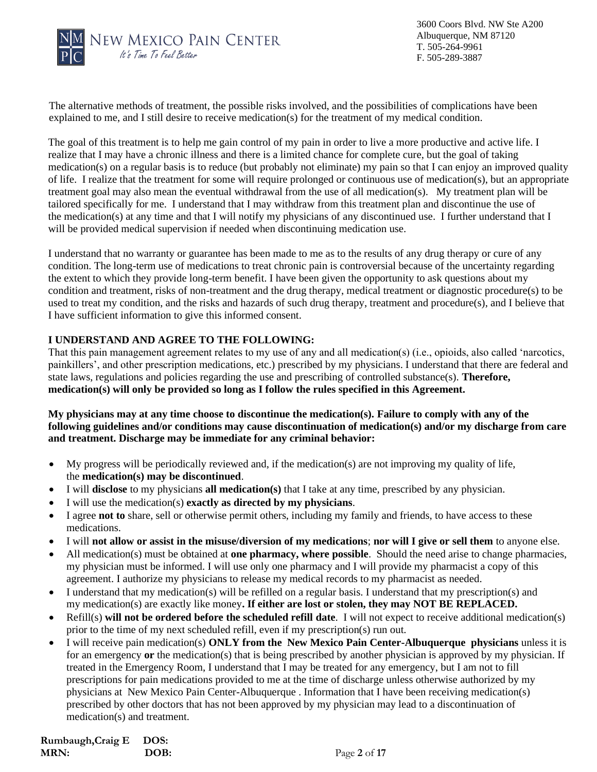The alternative methods of treatment, the possible risks involved, and the possibilities of complications have been explained to me, and I still desire to receive medication(s) for the treatment of my medical condition.

The goal of this treatment is to help me gain control of my pain in order to live a more productive and active life. I realize that I may have a chronic illness and there is a limited chance for complete cure, but the goal of taking medication(s) on a regular basis is to reduce (but probably not eliminate) my pain so that I can enjoy an improved quality of life. I realize that the treatment for some will require prolonged or continuous use of medication(s), but an appropriate treatment goal may also mean the eventual withdrawal from the use of all medication(s). My treatment plan will be tailored specifically for me. I understand that I may withdraw from this treatment plan and discontinue the use of the medication(s) at any time and that I will notify my physicians of any discontinued use. I further understand that I will be provided medical supervision if needed when discontinuing medication use.

I understand that no warranty or guarantee has been made to me as to the results of any drug therapy or cure of any condition. The long-term use of medications to treat chronic pain is controversial because of the uncertainty regarding the extent to which they provide long-term benefit. I have been given the opportunity to ask questions about my condition and treatment, risks of non-treatment and the drug therapy, medical treatment or diagnostic procedure(s) to be used to treat my condition, and the risks and hazards of such drug therapy, treatment and procedure(s), and I believe that I have sufficient information to give this informed consent.

**I UNDERSTAND AND AGREE TO THE FOLLOWING:**
That this pain management agreement relates to my use of any and all medication(s) (i.e., opioids, also called 'narcotics, painkillers', and other prescription medications, etc.) prescribed by my physicians. I understand that there are federal and state laws, regulations and policies regarding the use and prescribing of controlled substance(s). **Therefore, medication(s) will only be provided so long as I follow the rules specified in this Agreement.**

**My physicians may at any time choose to discontinue the medication(s). Failure to comply with any of the following guidelines and/or conditions may cause discontinuation of medication(s) and/or my discharge from care and treatment. Discharge may be immediate for any criminal behavior:**

- My progress will be periodically reviewed and, if the medication(s) are not improving my quality of life, the **medication(s) may be discontinued**.
- I will **disclose** to my physicians **all medication(s)** that I take at any time, prescribed by any physician.
- I will use the medication(s) **exactly as directed by my physicians**.
- I agree **not to** share, sell or otherwise permit others, including my family and friends, to have access to these medications.
- I will **not allow or assist in the misuse/diversion of my medications**; **nor will I give or sell them** to anyone else.
- All medication(s) must be obtained at **one pharmacy, where possible**. Should the need arise to change pharmacies, my physician must be informed. I will use only one pharmacy and I will provide my pharmacist a copy of this agreement. I authorize my physicians to release my medical records to my pharmacist as needed.
- I understand that my medication(s) will be refilled on a regular basis. I understand that my prescription(s) and my medication(s) are exactly like money**. If either are lost or stolen, they may NOT BE REPLACED.**
- Refill(s) **will not be ordered before the scheduled refill date**. I will not expect to receive additional medication(s) prior to the time of my next scheduled refill, even if my prescription(s) run out.
- I will receive pain medication(s) **ONLY from the New Mexico Pain Center-Albuquerque physicians** unless it is for an emergency **or** the medication(s) that is being prescribed by another physician is approved by my physician. If treated in the Emergency Room, I understand that I may be treated for any emergency, but I am not to fill prescriptions for pain medications provided to me at the time of discharge unless otherwise authorized by my physicians at New Mexico Pain Center-Albuquerque . Information that I have been receiving medication(s) prescribed by other doctors that has not been approved by my physician may lead to a discontinuation of medication(s) and treatment.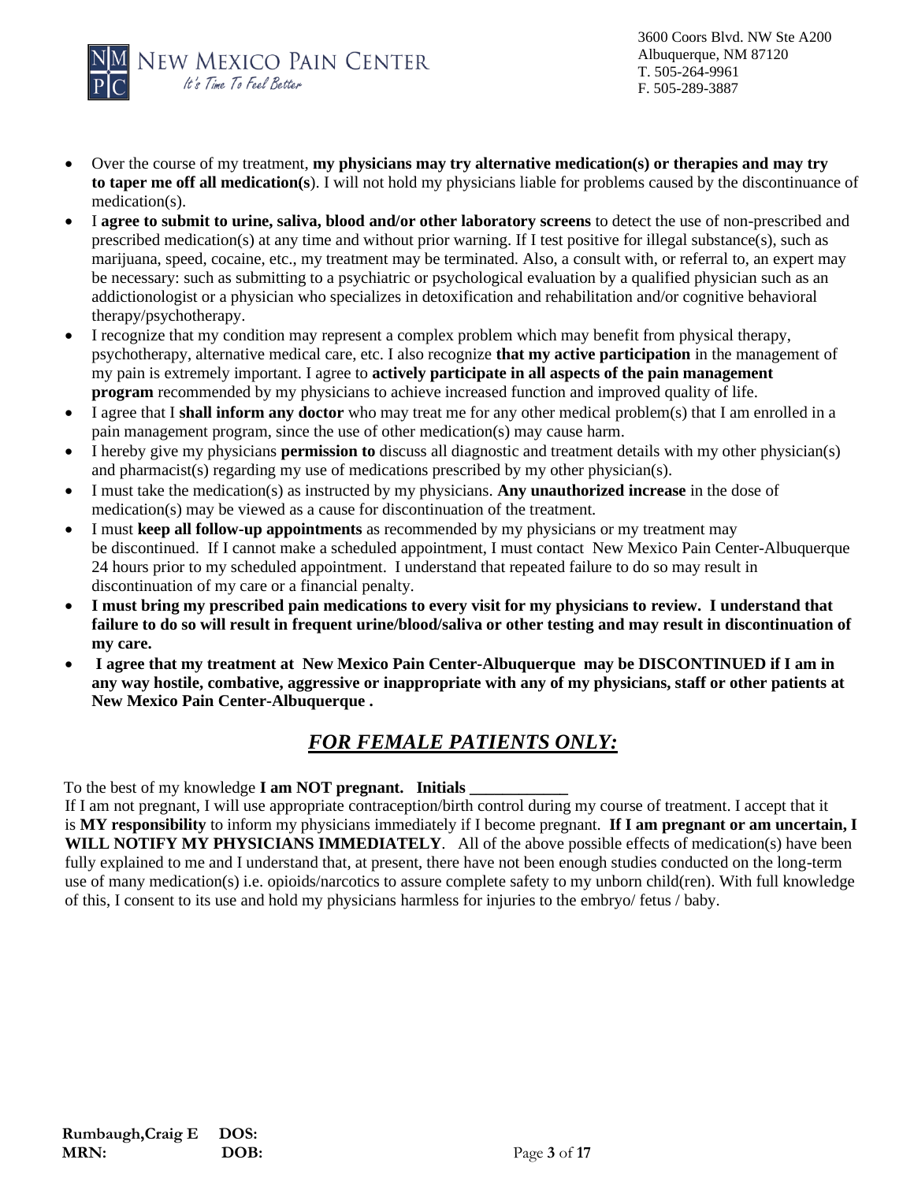- Over the course of my treatment, **my physicians may try alternative medication(s) or therapies and may try to taper me off all medication(s**). I will not hold my physicians liable for problems caused by the discontinuance of medication(s).
- I **agree to submit to urine, saliva, blood and/or other laboratory screens** to detect the use of non-prescribed and prescribed medication(s) at any time and without prior warning. If I test positive for illegal substance(s), such as marijuana, speed, cocaine, etc., my treatment may be terminated. Also, a consult with, or referral to, an expert may be necessary: such as submitting to a psychiatric or psychological evaluation by a qualified physician such as an addictionologist or a physician who specializes in detoxification and rehabilitation and/or cognitive behavioral therapy/psychotherapy.
- I recognize that my condition may represent a complex problem which may benefit from physical therapy, psychotherapy, alternative medical care, etc. I also recognize **that my active participation** in the management of my pain is extremely important. I agree to **actively participate in all aspects of the pain management program** recommended by my physicians to achieve increased function and improved quality of life.
- I agree that I **shall inform any doctor** who may treat me for any other medical problem(s) that I am enrolled in a pain management program, since the use of other medication(s) may cause harm.
- I hereby give my physicians **permission to** discuss all diagnostic and treatment details with my other physician(s) and pharmacist(s) regarding my use of medications prescribed by my other physician(s).
- I must take the medication(s) as instructed by my physicians. **Any unauthorized increase** in the dose of medication(s) may be viewed as a cause for discontinuation of the treatment.
- I must **keep all follow-up appointments** as recommended by my physicians or my treatment may be discontinued. If I cannot make a scheduled appointment, I must contact New Mexico Pain Center-Albuquerque 24 hours prior to my scheduled appointment. I understand that repeated failure to do so may result in discontinuation of my care or a financial penalty.
- **I must bring my prescribed pain medications to every visit for my physicians to review. I understand that failure to do so will result in frequent urine/blood/saliva or other testing and may result in discontinuation of my care.**
- **I agree that my treatment at New Mexico Pain Center-Albuquerque may be DISCONTINUED if I am in any way hostile, combative, aggressive or inappropriate with any of my physicians, staff or other patients at New Mexico Pain Center-Albuquerque .**

## ***FOR FEMALE PATIENTS ONLY:***

To the best of my knowledge **I am NOT pregnant. Initials \_\_\_\_\_\_\_\_\_\_\_\_**

If I am not pregnant, I will use appropriate contraception/birth control during my course of treatment. I accept that it is **MY responsibility** to inform my physicians immediately if I become pregnant. **If I am pregnant or am uncertain, I WILL NOTIFY MY PHYSICIANS IMMEDIATELY**. All of the above possible effects of medication(s) have been fully explained to me and I understand that, at present, there have not been enough studies conducted on the long-term use of many medication(s) i.e. opioids/narcotics to assure complete safety to my unborn child(ren). With full knowledge of this, I consent to its use and hold my physicians harmless for injuries to the embryo/ fetus / baby.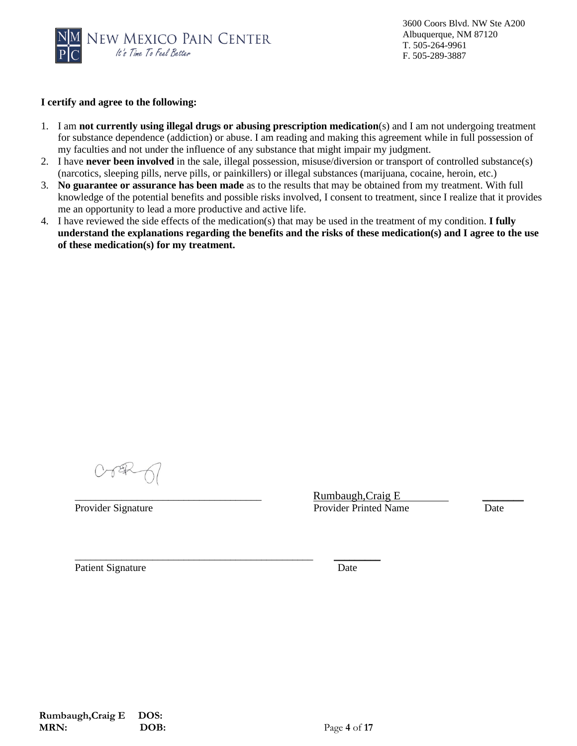**I certify and agree to the following:**

1. I am **not currently using illegal drugs or abusing prescription medication**(s) and I am not undergoing treatment for substance dependence (addiction) or abuse. I am reading and making this agreement while in full possession of my faculties and not under the influence of any substance that might impair my judgment.
2. I have **never been involved** in the sale, illegal possession, misuse/diversion or transport of controlled substance(s) (narcotics, sleeping pills, nerve pills, or painkillers) or illegal substances (marijuana, cocaine, heroin, etc.)
3. **No guarantee or assurance has been made** as to the results that may be obtained from my treatment. With full knowledge of the potential benefits and possible risks involved, I consent to treatment, since I realize that it provides me an opportunity to lead a more productive and active life.
4. I have reviewed the side effects of the medication(s) that may be used in the treatment of my condition. **I fully understand the explanations regarding the benefits and the risks of these medication(s) and I agree to the use of these medication(s) for my treatment.**

___________________________________ Rumbaugh,Craig E ________

Provider Signature Provider Printed Name Date

_____________________________________________ ________

Patient Signature Date

**Rumbaugh,Craig E** **DOS:**

**MRN:** **DOB:**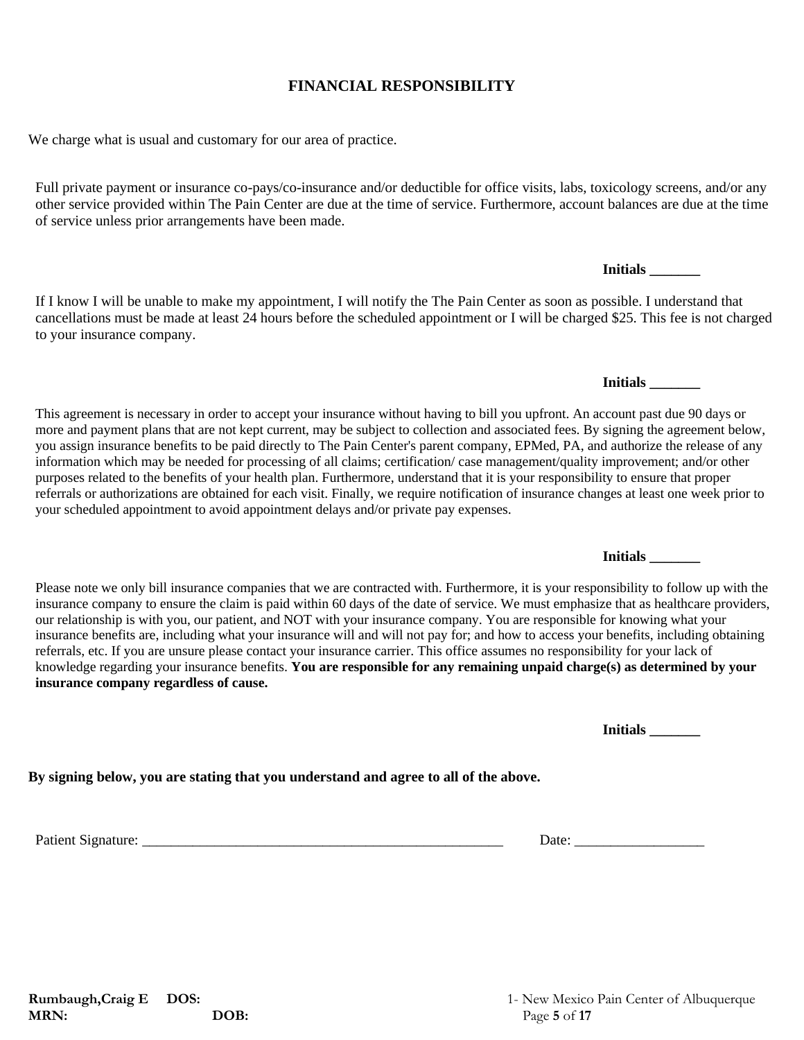## FINANCIAL RESPONSIBILITY

We charge what is usual and customary for our area of practice.

Full private payment or insurance co-pays/co-insurance and/or deductible for office visits, labs, toxicology screens, and/or any other service provided within The Pain Center are due at the time of service. Furthermore, account balances are due at the time of service unless prior arrangements have been made.

**Initials _______**

If I know I will be unable to make my appointment, I will notify the The Pain Center as soon as possible. I understand that cancellations must be made at least 24 hours before the scheduled appointment or I will be charged $25. This fee is not charged to your insurance company.

**Initials _______**

This agreement is necessary in order to accept your insurance without having to bill you upfront. An account past due 90 days or more and payment plans that are not kept current, may be subject to collection and associated fees. By signing the agreement below, you assign insurance benefits to be paid directly to The Pain Center's parent company, EPMed, PA, and authorize the release of any information which may be needed for processing of all claims; certification/ case management/quality improvement; and/or other purposes related to the benefits of your health plan. Furthermore, understand that it is your responsibility to ensure that proper referrals or authorizations are obtained for each visit. Finally, we require notification of insurance changes at least one week prior to your scheduled appointment to avoid appointment delays and/or private pay expenses.

**Initials _______**

Please note we only bill insurance companies that we are contracted with. Furthermore, it is your responsibility to follow up with the insurance company to ensure the claim is paid within 60 days of the date of service. We must emphasize that as healthcare providers, our relationship is with you, our patient, and NOT with your insurance company. You are responsible for knowing what your insurance benefits are, including what your insurance will and will not pay for; and how to access your benefits, including obtaining referrals, etc. If you are unsure please contact your insurance carrier. This office assumes no responsibility for your lack of knowledge regarding your insurance benefits. **You are responsible for any remaining unpaid charge(s) as determined by your insurance company regardless of cause.**

**Initials _______**

**By signing below, you are stating that you understand and agree to all of the above.**

Patient Signature: _____________________________________________________ Date: __________________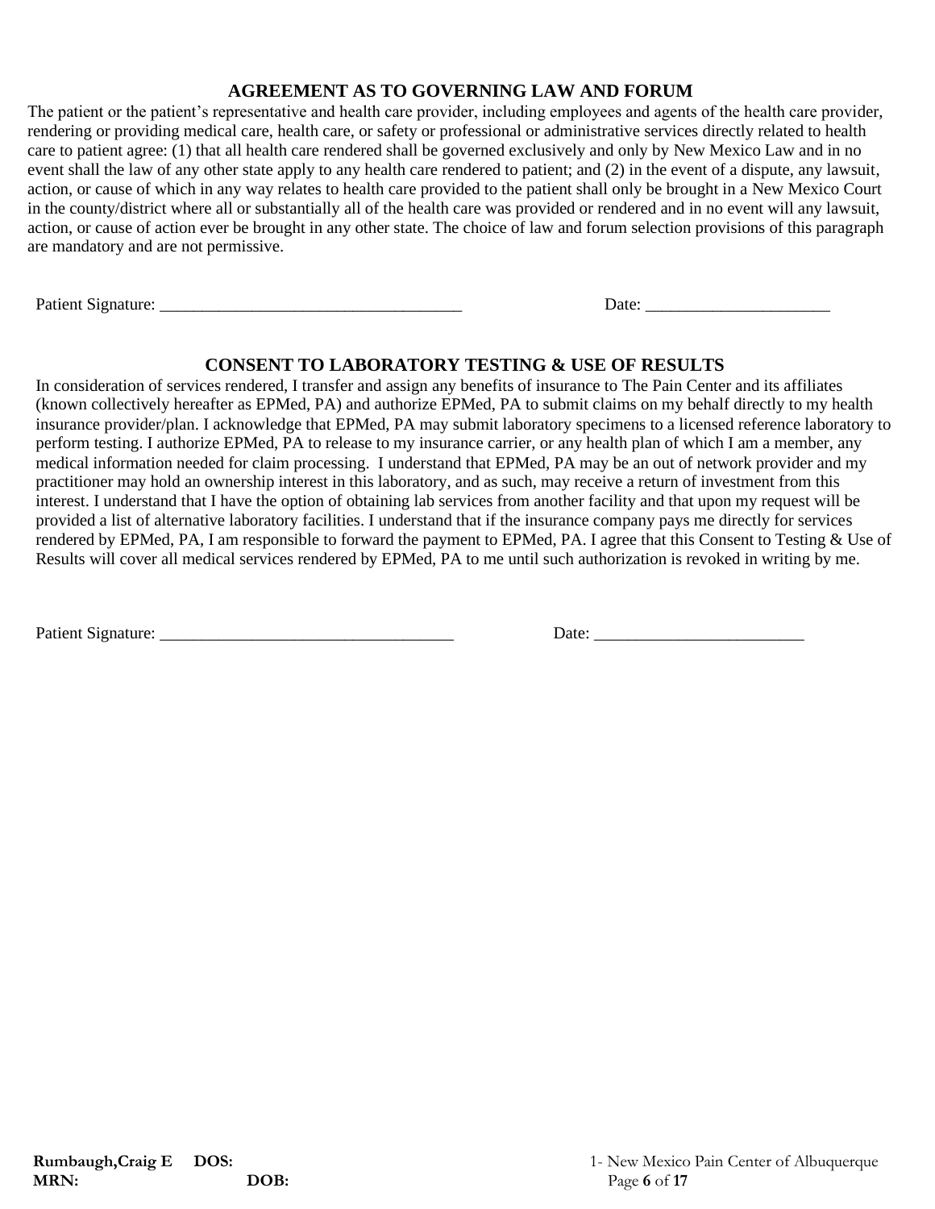## AGREEMENT AS TO GOVERNING LAW AND FORUM

The patient or the patient's representative and health care provider, including employees and agents of the health care provider, rendering or providing medical care, health care, or safety or professional or administrative services directly related to health care to patient agree: (1) that all health care rendered shall be governed exclusively and only by New Mexico Law and in no event shall the law of any other state apply to any health care rendered to patient; and (2) in the event of a dispute, any lawsuit, action, or cause of which in any way relates to health care provided to the patient shall only be brought in a New Mexico Court in the county/district where all or substantially all of the health care was provided or rendered and in no event will any lawsuit, action, or cause of action ever be brought in any other state. The choice of law and forum selection provisions of this paragraph are mandatory and are not permissive.

Patient Signature: ____________________________________ Date: ______________________

## CONSENT TO LABORATORY TESTING & USE OF RESULTS

In consideration of services rendered, I transfer and assign any benefits of insurance to The Pain Center and its affiliates (known collectively hereafter as EPMed, PA) and authorize EPMed, PA to submit claims on my behalf directly to my health insurance provider/plan. I acknowledge that EPMed, PA may submit laboratory specimens to a licensed reference laboratory to perform testing. I authorize EPMed, PA to release to my insurance carrier, or any health plan of which I am a member, any medical information needed for claim processing. I understand that EPMed, PA may be an out of network provider and my practitioner may hold an ownership interest in this laboratory, and as such, may receive a return of investment from this interest. I understand that I have the option of obtaining lab services from another facility and that upon my request will be provided a list of alternative laboratory facilities. I understand that if the insurance company pays me directly for services rendered by EPMed, PA, I am responsible to forward the payment to EPMed, PA. I agree that this Consent to Testing & Use of Results will cover all medical services rendered by EPMed, PA to me until such authorization is revoked in writing by me.

Patient Signature: ___________________________________ Date: _________________________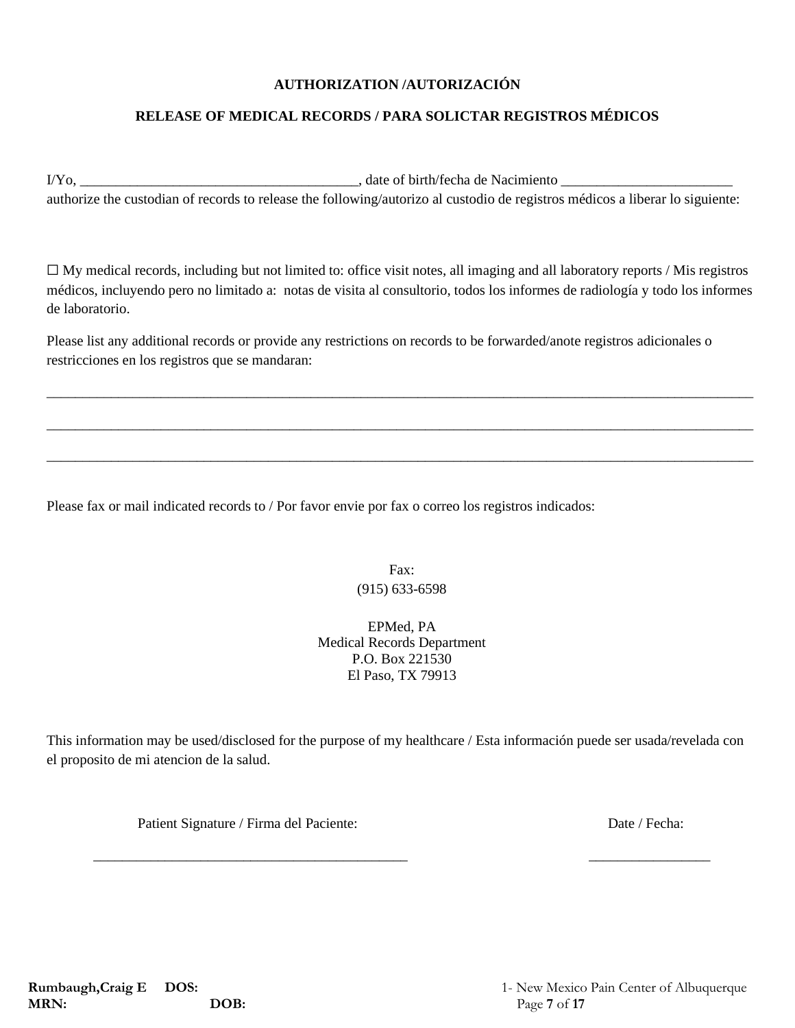**AUTHORIZATION /AUTORIZACIÓN**

**RELEASE OF MEDICAL RECORDS / PARA SOLICTAR REGISTROS MÉDICOS**

I/Yo, _______________________________________, date of birth/fecha de Nacimiento ________________________ authorize the custodian of records to release the following/autorizo al custodio de registros médicos a liberar lo siguiente:

☐ My medical records, including but not limited to: office visit notes, all imaging and all laboratory reports / Mis registros médicos, incluyendo pero no limitado a: notas de visita al consultorio, todos los informes de radiología y todo los informes de laboratorio.

Please list any additional records or provide any restrictions on records to be forwarded/anote registros adicionales o restricciones en los registros que se mandaran:

_____________________________________________________________________________________________

_____________________________________________________________________________________________

_____________________________________________________________________________________________

Please fax or mail indicated records to / Por favor envie por fax o correo los registros indicados:

Fax:
(915) 633-6598

EPMed, PA
Medical Records Department
P.O. Box 221530
El Paso, TX 79913

This information may be used/disclosed for the purpose of my healthcare / Esta información puede ser usada/revelada con el proposito de mi atencion de la salud.

Patient Signature / Firma del Paciente: ____________________________________________

Date / Fecha: ________________

Rumbaugh,Craig E DOS:
MRN: DOB:
1- New Mexico Pain Center of Albuquerque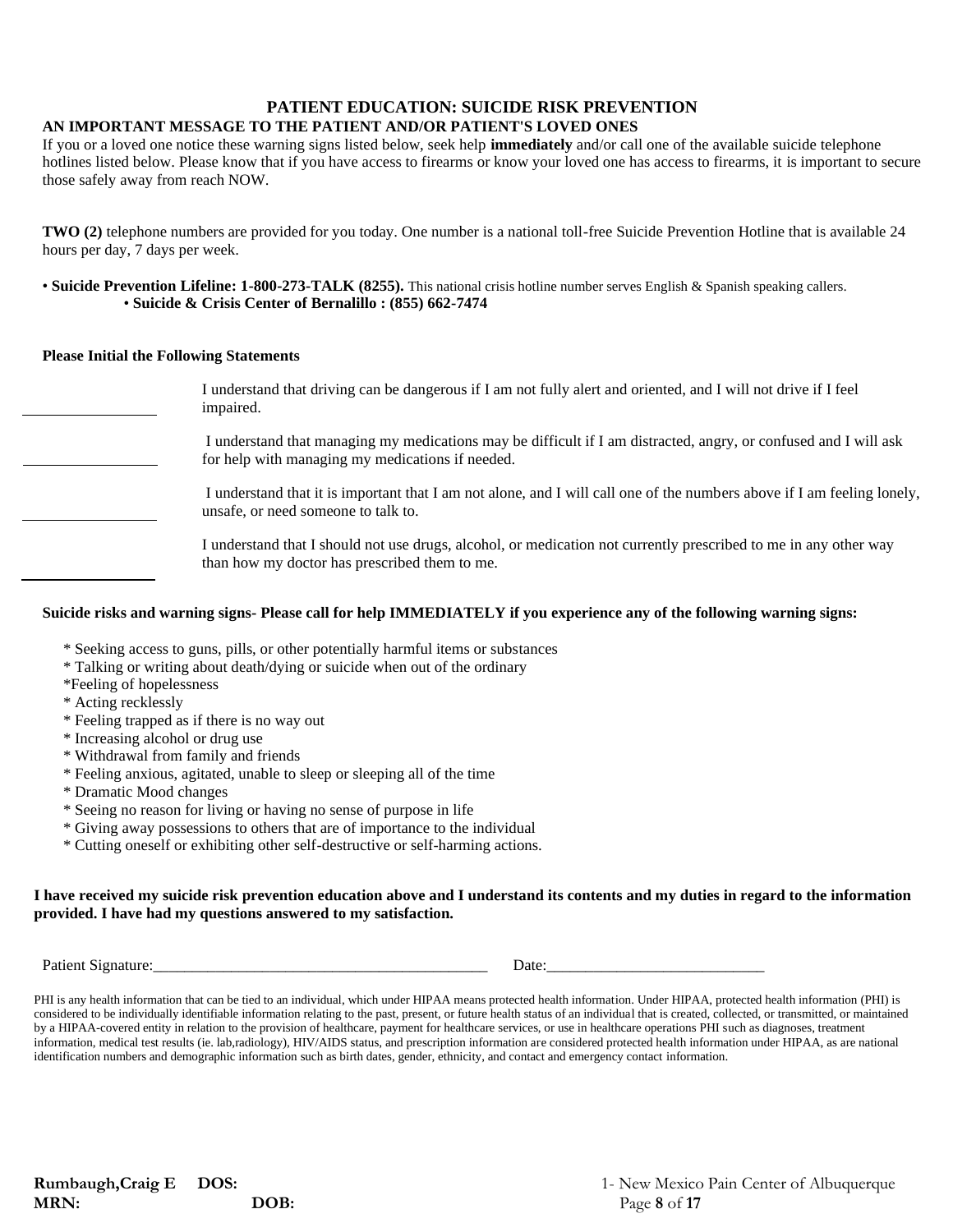## PATIENT EDUCATION: SUICIDE RISK PREVENTION

**AN IMPORTANT MESSAGE TO THE PATIENT AND/OR PATIENT'S LOVED ONES**

If you or a loved one notice these warning signs listed below, seek help **immediately** and/or call one of the available suicide telephone hotlines listed below. Please know that if you have access to firearms or know your loved one has access to firearms, it is important to secure those safely away from reach NOW.

**TWO (2)** telephone numbers are provided for you today. One number is a national toll-free Suicide Prevention Hotline that is available 24 hours per day, 7 days per week.

- **Suicide Prevention Lifeline: 1-800-273-TALK (8255).** This national crisis hotline number serves English & Spanish speaking callers.
- **Suicide & Crisis Center of Bernalillo : (855) 662-7474**

**Please Initial the Following Statements**

_______________ I understand that driving can be dangerous if I am not fully alert and oriented, and I will not drive if I feel impaired.

_______________ I understand that managing my medications may be difficult if I am distracted, angry, or confused and I will ask for help with managing my medications if needed.

_______________ I understand that it is important that I am not alone, and I will call one of the numbers above if I am feeling lonely, unsafe, or need someone to talk to.

_______________ I understand that I should not use drugs, alcohol, or medication not currently prescribed to me in any other way than how my doctor has prescribed them to me.

**Suicide risks and warning signs- Please call for help IMMEDIATELY if you experience any of the following warning signs:**

* Seeking access to guns, pills, or other potentially harmful items or substances
* Talking or writing about death/dying or suicide when out of the ordinary
* Feeling of hopelessness
* Acting recklessly
* Feeling trapped as if there is no way out
* Increasing alcohol or drug use
* Withdrawal from family and friends
* Feeling anxious, agitated, unable to sleep or sleeping all of the time
* Dramatic Mood changes
* Seeing no reason for living or having no sense of purpose in life
* Giving away possessions to others that are of importance to the individual
* Cutting oneself or exhibiting other self-destructive or self-harming actions.

**I have received my suicide risk prevention education above and I understand its contents and my duties in regard to the information provided. I have had my questions answered to my satisfaction.**

Patient Signature:___________________________________________ Date:___________________________

PHI is any health information that can be tied to an individual, which under HIPAA means protected health information. Under HIPAA, protected health information (PHI) is considered to be individually identifiable information relating to the past, present, or future health status of an individual that is created, collected, or transmitted, or maintained by a HIPAA-covered entity in relation to the provision of healthcare, payment for healthcare services, or use in healthcare operations PHI such as diagnoses, treatment information, medical test results (ie. lab,radiology), HIV/AIDS status, and prescription information are considered protected health information under HIPAA, as are national identification numbers and demographic information such as birth dates, gender, ethnicity, and contact and emergency contact information.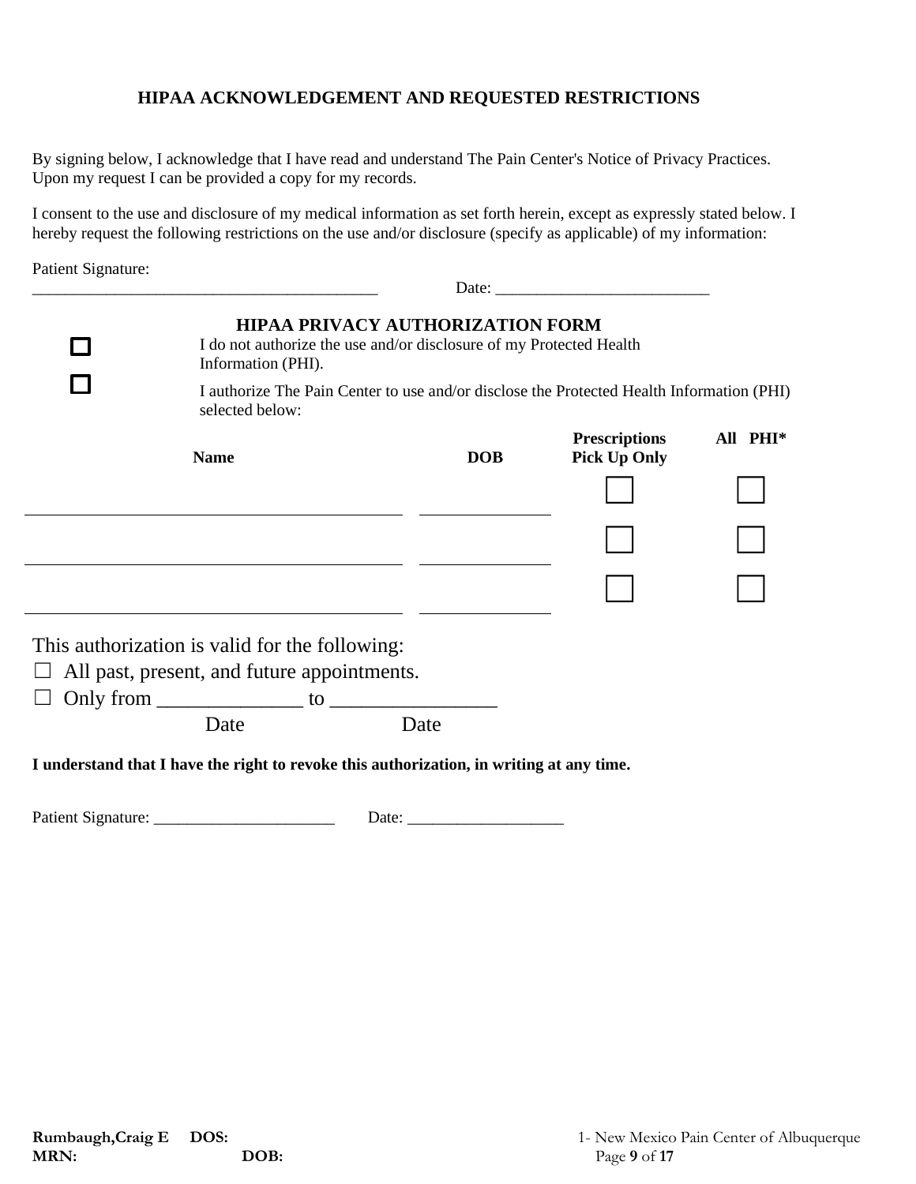## HIPAA ACKNOWLEDGEMENT AND REQUESTED RESTRICTIONS

By signing below, I acknowledge that I have read and understand The Pain Center's Notice of Privacy Practices. Upon my request I can be provided a copy for my records.

I consent to the use and disclosure of my medical information as set forth herein, except as expressly stated below. I hereby request the following restrictions on the use and/or disclosure (specify as applicable) of my information:

Patient Signature: ___________________________________________ Date: __________________________

## HIPAA PRIVACY AUTHORIZATION FORM

☐ I do not authorize the use and/or disclosure of my Protected Health Information (PHI).

☐ I authorize The Pain Center to use and/or disclose the Protected Health Information (PHI) selected below:

| Name | DOB | Prescriptions Pick Up Only | All PHI* |
| --- | --- | --- | --- |
| ______________________________ | ______________ | ☐ | ☐ |
| ______________________________ | ______________ | ☐ | ☐ |
| ______________________________ | ______________ | ☐ | ☐ |

This authorization is valid for the following:

☐ All past, present, and future appointments.

☐ Only from ______________ to ________________
Date Date

**I understand that I have the right to revoke this authorization, in writing at any time.**

Patient Signature: ______________________ Date: ___________________

**Rumbaugh,Craig E DOS:**
**MRN: DOB:**

1- New Mexico Pain Center of Albuquerque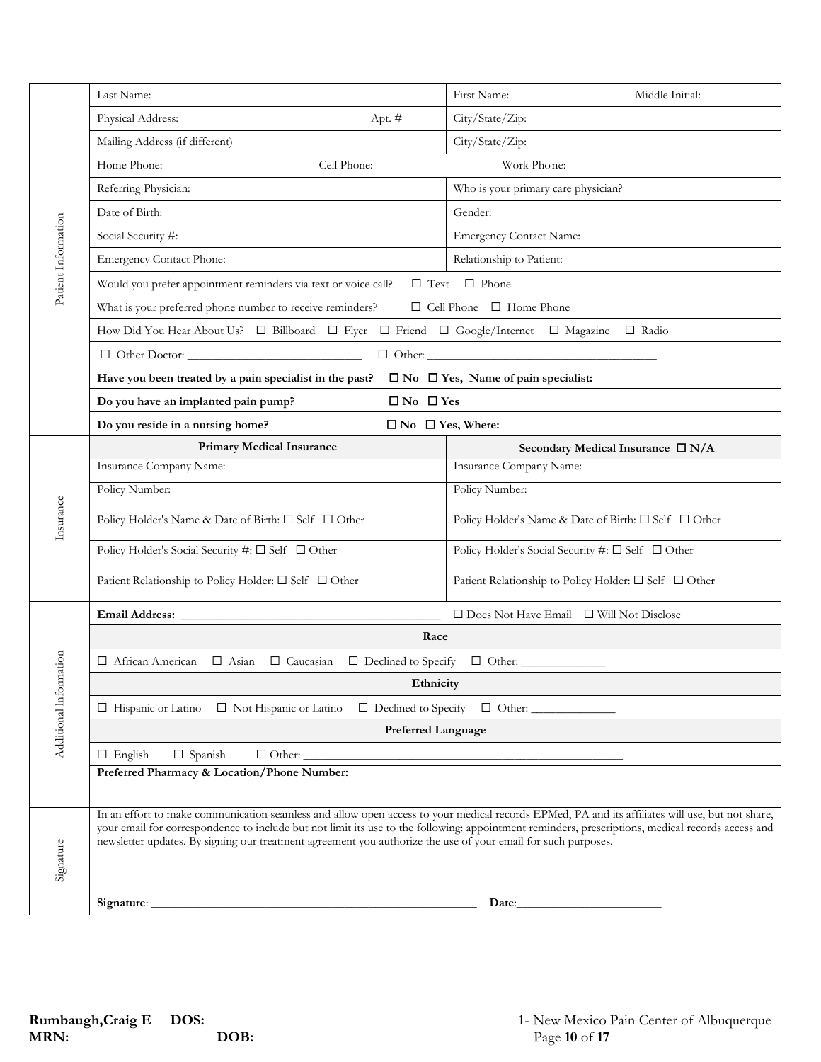## Patient Information

| | |
|---|---|
| Last Name: | First Name: Middle Initial: |
| Physical Address: Apt. # | City/State/Zip: |
| Mailing Address (if different) | City/State/Zip: |
| Home Phone: Cell Phone: | Work Phone: |
| Referring Physician: | Who is your primary care physician? |
| Date of Birth: | Gender: |
| Social Security #: | Emergency Contact Name: |
| Emergency Contact Phone: | Relationship to Patient: |

Would you prefer appointment reminders via text or voice call? ☐ Text ☐ Phone

What is your preferred phone number to receive reminders? ☐ Cell Phone ☐ Home Phone

How Did You Hear About Us? ☐ Billboard ☐ Flyer ☐ Friend ☐ Google/Internet ☐ Magazine ☐ Radio

☐ Other Doctor: ______________________________ ☐ Other: ______________________________________

**Have you been treated by a pain specialist in the past? ☐ No ☐ Yes, Name of pain specialist:**

**Do you have an implanted pain pump? ☐ No ☐ Yes**

**Do you reside in a nursing home? ☐ No ☐ Yes, Where:**

## Insurance

| **Primary Medical Insurance** | **Secondary Medical Insurance ☐ N/A** |
|---|---|
| Insurance Company Name: | Insurance Company Name: |
| Policy Number: | Policy Number: |
| Policy Holder's Name & Date of Birth: ☐ Self ☐ Other | Policy Holder's Name & Date of Birth: ☐ Self ☐ Other |
| Policy Holder's Social Security #: ☐ Self ☐ Other | Policy Holder's Social Security #: ☐ Self ☐ Other |
| Patient Relationship to Policy Holder: ☐ Self ☐ Other | Patient Relationship to Policy Holder: ☐ Self ☐ Other |

## Additional Information

**Email Address:** ____________________________________________ ☐ Does Not Have Email ☐ Will Not Disclose

**Race**

☐ African American ☐ Asian ☐ Caucasian ☐ Declined to Specify ☐ Other: ______________

**Ethnicity**

☐ Hispanic or Latino ☐ Not Hispanic or Latino ☐ Declined to Specify ☐ Other: ______________

**Preferred Language**

☐ English ☐ Spanish ☐ Other: ______________________________________________________

**Preferred Pharmacy & Location/Phone Number:**

## Signature

In an effort to make communication seamless and allow open access to your medical records EPMed, PA and its affiliates will use, but not share, your email for correspondence to include but not limit its use to the following: appointment reminders, prescriptions, medical records access and newsletter updates. By signing our treatment agreement you authorize the use of your email for such purposes.

**Signature**: ________________________________________________________ **Date**:________________________

**Rumbaugh,Craig E DOS:**
**MRN: DOB:**

1- New Mexico Pain Center of Albuquerque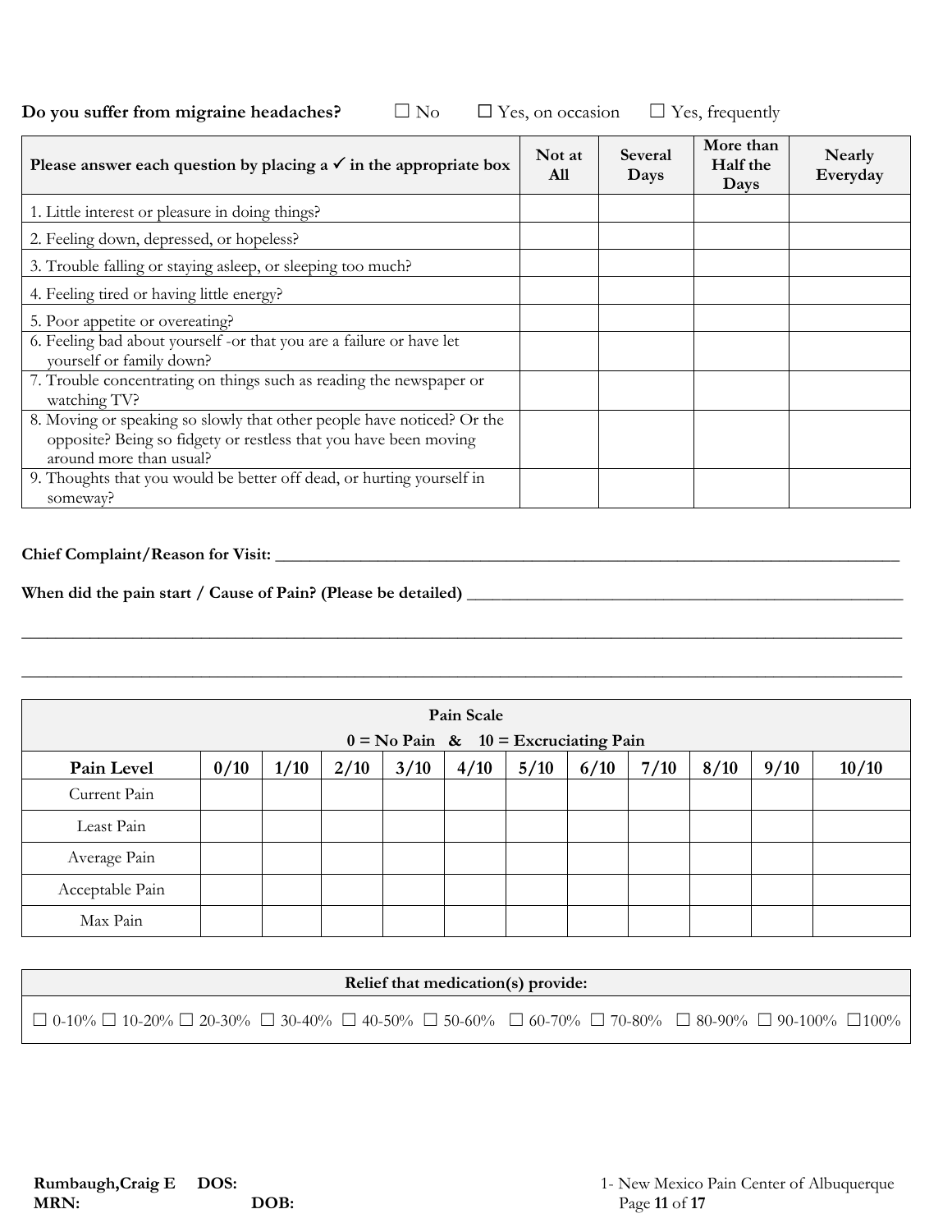**Do you suffer from migraine headaches?** ☐ No ☐ Yes, on occasion ☐ Yes, frequently

| Please answer each question by placing a ✓ in the appropriate box | Not at All | Several Days | More than Half the Days | Nearly Everyday |
|---|---|---|---|---|
| 1. Little interest or pleasure in doing things? | | | | |
| 2. Feeling down, depressed, or hopeless? | | | | |
| 3. Trouble falling or staying asleep, or sleeping too much? | | | | |
| 4. Feeling tired or having little energy? | | | | |
| 5. Poor appetite or overeating? | | | | |
| 6. Feeling bad about yourself -or that you are a failure or have let yourself or family down? | | | | |
| 7. Trouble concentrating on things such as reading the newspaper or watching TV? | | | | |
| 8. Moving or speaking so slowly that other people have noticed? Or the opposite? Being so fidgety or restless that you have been moving around more than usual? | | | | |
| 9. Thoughts that you would be better off dead, or hurting yourself in someway? | | | | |

**Chief Complaint/Reason for Visit:** ______________________________________________

**When did the pain start / Cause of Pain? (Please be detailed)** ______________________________

______________________________________________________________________________

______________________________________________________________________________

| Pain Scale<br>0 = No Pain & 10 = Excruciating Pain | | | | | | | | | | | |
|---|---|---|---|---|---|---|---|---|---|---|---|
| **Pain Level** | **0/10** | **1/10** | **2/10** | **3/10** | **4/10** | **5/10** | **6/10** | **7/10** | **8/10** | **9/10** | **10/10** |
| Current Pain | | | | | | | | | | | |
| Least Pain | | | | | | | | | | | |
| Average Pain | | | | | | | | | | | |
| Acceptable Pain | | | | | | | | | | | |
| Max Pain | | | | | | | | | | | |

| Relief that medication(s) provide: |
|---|
| ☐ 0-10% ☐ 10-20% ☐ 20-30% ☐ 30-40% ☐ 40-50% ☐ 50-60% ☐ 60-70% ☐ 70-80% ☐ 80-90% ☐ 90-100% ☐100% |

**Rumbaugh,Craig E DOS:**
**MRN: DOB:**

1- New Mexico Pain Center of Albuquerque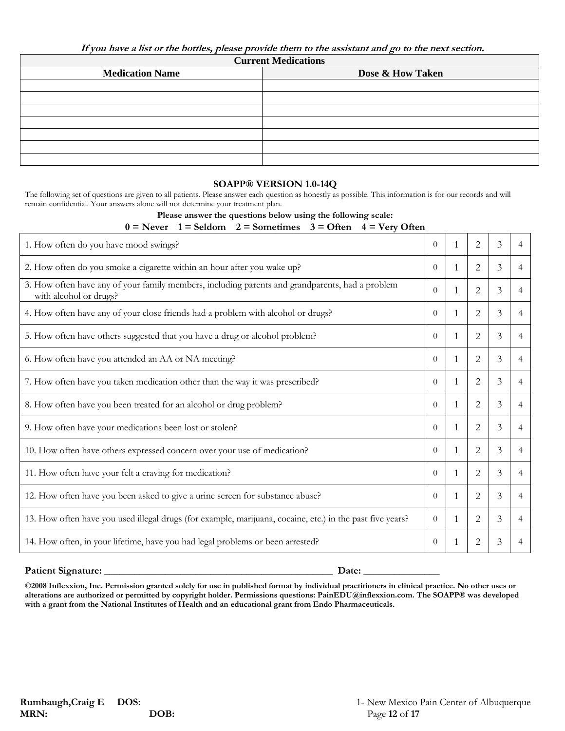*If you have a list or the bottles, please provide them to the assistant and go to the next section.*

| Current Medications | |
|---|---|
| **Medication Name** | **Dose & How Taken** |
| | |
| | |
| | |
| | |
| | |
| | |
| | |

### SOAPP® VERSION 1.0-14Q

The following set of questions are given to all patients. Please answer each question as honestly as possible. This information is for our records and will remain confidential. Your answers alone will not determine your treatment plan.

**Please answer the questions below using the following scale:**
**0 = Never 1 = Seldom 2 = Sometimes 3 = Often 4 = Very Often**

| Question | | | | | |
|---|---|---|---|---|---|
| 1. How often do you have mood swings? | 0 | 1 | 2 | 3 | 4 |
| 2. How often do you smoke a cigarette within an hour after you wake up? | 0 | 1 | 2 | 3 | 4 |
| 3. How often have any of your family members, including parents and grandparents, had a problem with alcohol or drugs? | 0 | 1 | 2 | 3 | 4 |
| 4. How often have any of your close friends had a problem with alcohol or drugs? | 0 | 1 | 2 | 3 | 4 |
| 5. How often have others suggested that you have a drug or alcohol problem? | 0 | 1 | 2 | 3 | 4 |
| 6. How often have you attended an AA or NA meeting? | 0 | 1 | 2 | 3 | 4 |
| 7. How often have you taken medication other than the way it was prescribed? | 0 | 1 | 2 | 3 | 4 |
| 8. How often have you been treated for an alcohol or drug problem? | 0 | 1 | 2 | 3 | 4 |
| 9. How often have your medications been lost or stolen? | 0 | 1 | 2 | 3 | 4 |
| 10. How often have others expressed concern over your use of medication? | 0 | 1 | 2 | 3 | 4 |
| 11. How often have your felt a craving for medication? | 0 | 1 | 2 | 3 | 4 |
| 12. How often have you been asked to give a urine screen for substance abuse? | 0 | 1 | 2 | 3 | 4 |
| 13. How often have you used illegal drugs (for example, marijuana, cocaine, etc.) in the past five years? | 0 | 1 | 2 | 3 | 4 |
| 14. How often, in your lifetime, have you had legal problems or been arrested? | 0 | 1 | 2 | 3 | 4 |

**Patient Signature:** ______________________________________________ **Date:** _______________

**©2008 Inflexxion, Inc. Permission granted solely for use in published format by individual practitioners in clinical practice. No other uses or alterations are authorized or permitted by copyright holder. Permissions questions: PainEDU@inflexxion.com. The SOAPP® was developed with a grant from the National Institutes of Health and an educational grant from Endo Pharmaceuticals.**

**Rumbaugh,Craig E** **DOS:**
**MRN:** **DOB:**

1- New Mexico Pain Center of Albuquerque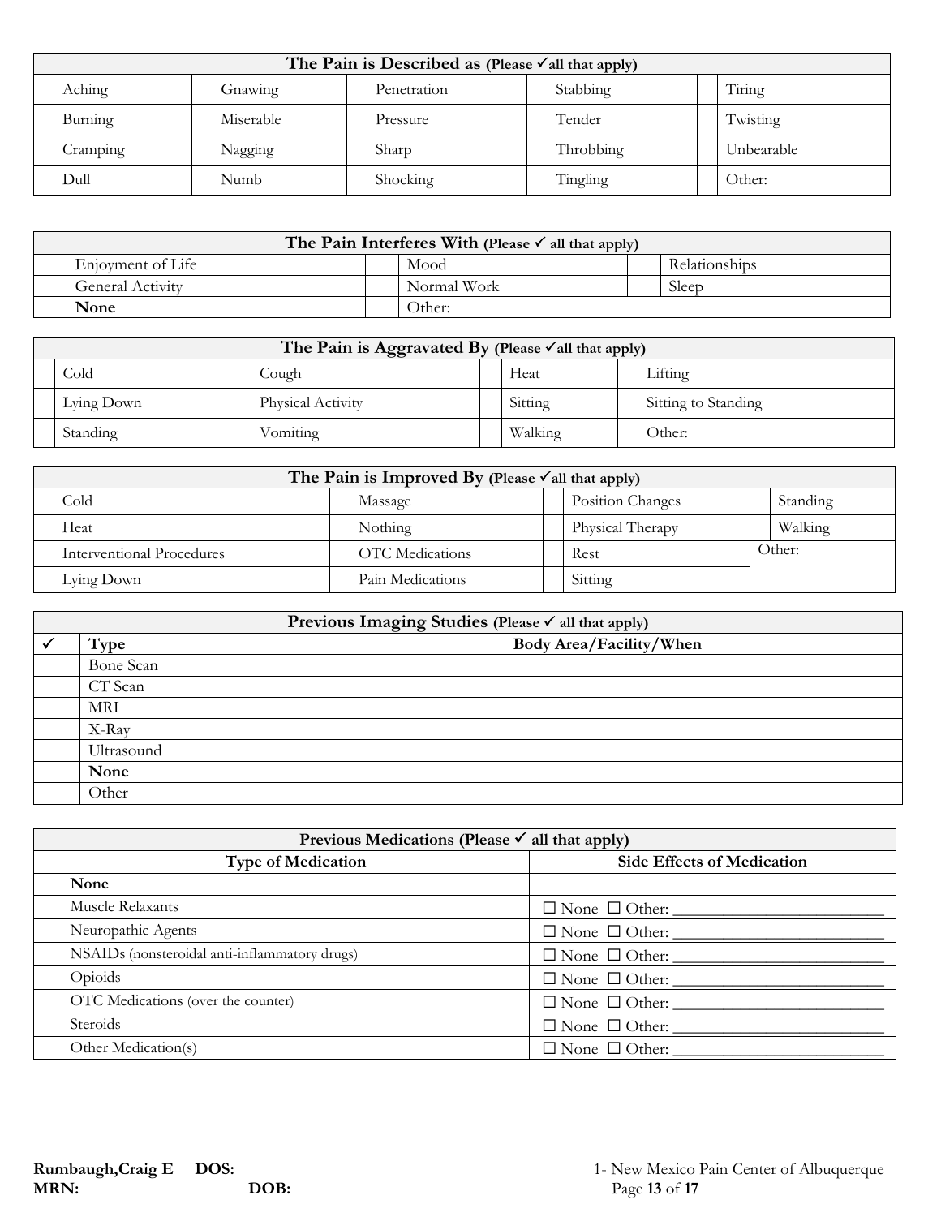| The Pain is Described as (Please ✓all that apply) | | | | | | | | | |
|---|---|---|---|---|---|---|---|---|---|
| | Aching | | Gnawing | | Penetration | | Stabbing | | Tiring |
| | Burning | | Miserable | | Pressure | | Tender | | Twisting |
| | Cramping | | Nagging | | Sharp | | Throbbing | | Unbearable |
| | Dull | | Numb | | Shocking | | Tingling | | Other: |

| The Pain Interferes With (Please ✓ all that apply) | | | | | |
|---|---|---|---|---|---|
| | Enjoyment of Life | | Mood | | Relationships |
| | General Activity | | Normal Work | | Sleep |
| | **None** | | Other: | | |

| The Pain is Aggravated By (Please ✓all that apply) | | | | | | | |
|---|---|---|---|---|---|---|---|
| | Cold | | Cough | | Heat | | Lifting |
| | Lying Down | | Physical Activity | | Sitting | | Sitting to Standing |
| | Standing | | Vomiting | | Walking | | Other: |

| The Pain is Improved By (Please ✓all that apply) | | | | | | | |
|---|---|---|---|---|---|---|---|
| | Cold | | Massage | | Position Changes | | Standing |
| | Heat | | Nothing | | Physical Therapy | | Walking |
| | Interventional Procedures | | OTC Medications | | Rest | Other: | |
| | Lying Down | | Pain Medications | | Sitting | | |

| Previous Imaging Studies (Please ✓ all that apply) | | |
|---|---|---|
| ✓ | **Type** | **Body Area/Facility/When** |
| | Bone Scan | |
| | CT Scan | |
| | MRI | |
| | X-Ray | |
| | Ultrasound | |
| | **None** | |
| | Other | |

| Previous Medications (Please ✓ all that apply) | | |
|---|---|---|
| | **Type of Medication** | **Side Effects of Medication** |
| | **None** | |
| | Muscle Relaxants | ☐ None ☐ Other: ___________________________ |
| | Neuropathic Agents | ☐ None ☐ Other: ___________________________ |
| | NSAIDs (nonsteroidal anti-inflammatory drugs) | ☐ None ☐ Other: ___________________________ |
| | Opioids | ☐ None ☐ Other: ___________________________ |
| | OTC Medications (over the counter) | ☐ None ☐ Other: ___________________________ |
| | Steroids | ☐ None ☐ Other: ___________________________ |
| | Other Medication(s) | ☐ None ☐ Other: ___________________________ |

**Rumbaugh,Craig E DOS:**
**MRN: DOB:**

1- New Mexico Pain Center of Albuquerque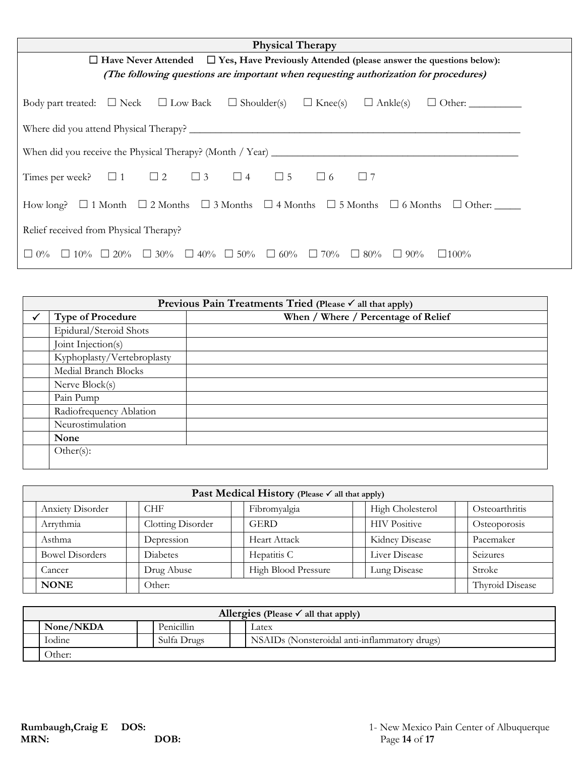## Physical Therapy

☐ **Have Never Attended** ☐ **Yes, Have Previously Attended** **(please answer the questions below):**

***(The following questions are important when requesting authorization for procedures)***

Body part treated: ☐ Neck ☐ Low Back ☐ Shoulder(s) ☐ Knee(s) ☐ Ankle(s) ☐ Other: __________

Where did you attend Physical Therapy? ________________________________________________________________

When did you receive the Physical Therapy? (Month / Year) ______________________________________________

Times per week? ☐ 1 ☐ 2 ☐ 3 ☐ 4 ☐ 5 ☐ 6 ☐ 7

How long? ☐ 1 Month ☐ 2 Months ☐ 3 Months ☐ 4 Months ☐ 5 Months ☐ 6 Months ☐ Other: _____

Relief received from Physical Therapy?

☐ 0% ☐ 10% ☐ 20% ☐ 30% ☐ 40% ☐ 50% ☐ 60% ☐ 70% ☐ 80% ☐ 90% ☐100%

| **Previous Pain Treatments Tried (Please ✓ all that apply)** | | |
|---|---|---|
| ✓ | **Type of Procedure** | **When / Where / Percentage of Relief** |
| | Epidural/Steroid Shots | |
| | Joint Injection(s) | |
| | Kyphoplasty/Vertebroplasty | |
| | Medial Branch Blocks | |
| | Nerve Block(s) | |
| | Pain Pump | |
| | Radiofrequency Ablation | |
| | Neurostimulation | |
| | **None** | |
| | Other(s): | |

| **Past Medical History (Please ✓ all that apply)** | | | | | | | | | |
|---|---|---|---|---|---|---|---|---|---|
| | Anxiety Disorder | | CHF | | Fibromyalgia | | High Cholesterol | | Osteoarthritis |
| | Arrythmia | | Clotting Disorder | | GERD | | HIV Positive | | Osteoporosis |
| | Asthma | | Depression | | Heart Attack | | Kidney Disease | | Pacemaker |
| | Bowel Disorders | | Diabetes | | Hepatitis C | | Liver Disease | | Seizures |
| | Cancer | | Drug Abuse | | High Blood Pressure | | Lung Disease | | Stroke |
| | **NONE** | | Other: | | | | | | Thyroid Disease |

| **Allergies (Please ✓ all that apply)** | | | | | |
|---|---|---|---|---|---|
| | **None/NKDA** | | Penicillin | | Latex |
| | Iodine | | Sulfa Drugs | | NSAIDs (Nonsteroidal anti-inflammatory drugs) |
| | Other: | | | | |

**Rumbaugh,Craig E DOS:**
**MRN: DOB:**

1- New Mexico Pain Center of Albuquerque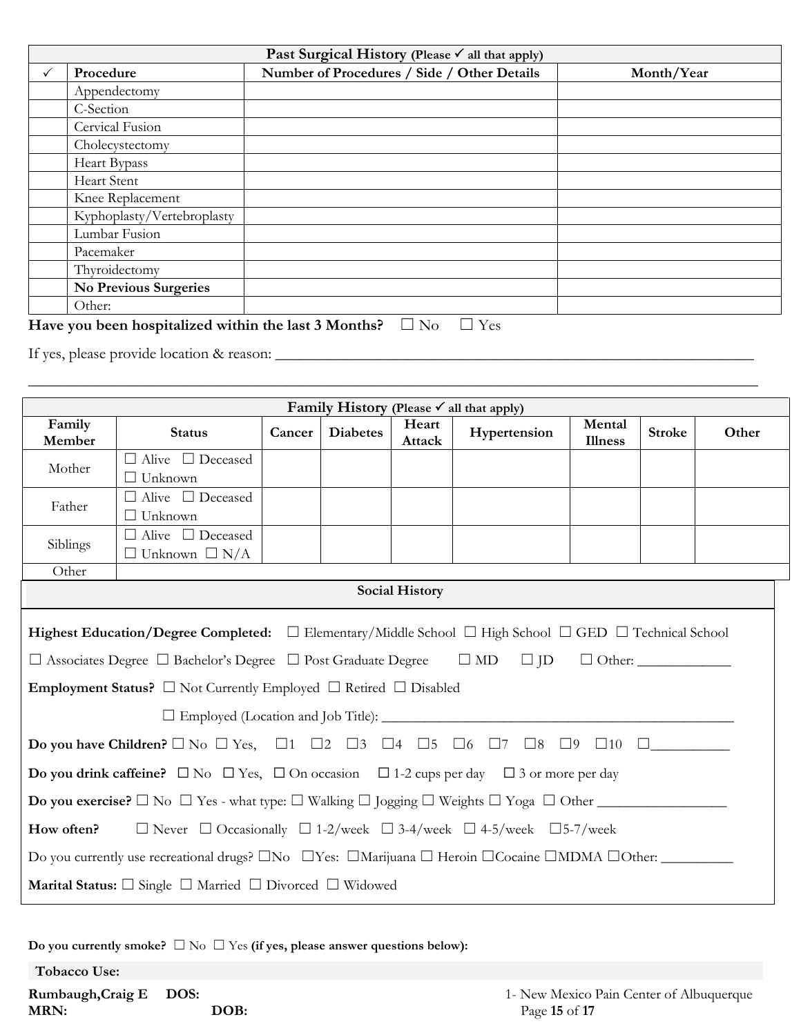| Past Surgical History (Please ✓ all that apply) | | | |
|---|---|---|---|
| ✓ | **Procedure** | **Number of Procedures / Side / Other Details** | **Month/Year** |
| | Appendectomy | | |
| | C-Section | | |
| | Cervical Fusion | | |
| | Cholecystectomy | | |
| | Heart Bypass | | |
| | Heart Stent | | |
| | Knee Replacement | | |
| | Kyphoplasty/Vertebroplasty | | |
| | Lumbar Fusion | | |
| | Pacemaker | | |
| | Thyroidectomy | | |
| | **No Previous Surgeries** | | |
| | Other: | | |

**Have you been hospitalized within the last 3 Months?** ☐ No ☐ Yes

If yes, please provide location & reason: ____________________________________________________________

______________________________________________________________________________________

| Family History (Please ✓ all that apply) | | | | | | | | |
|---|---|---|---|---|---|---|---|---|
| **Family Member** | **Status** | **Cancer** | **Diabetes** | **Heart Attack** | **Hypertension** | **Mental Illness** | **Stroke** | **Other** |
| Mother | ☐ Alive ☐ Deceased ☐ Unknown | | | | | | | |
| Father | ☐ Alive ☐ Deceased ☐ Unknown | | | | | | | |
| Siblings | ☐ Alive ☐ Deceased ☐ Unknown ☐ N/A | | | | | | | |
| Other | | | | | | | | |

**Social History**

**Highest Education/Degree Completed:** ☐ Elementary/Middle School ☐ High School ☐ GED ☐ Technical School ☐ Associates Degree ☐ Bachelor's Degree ☐ Post Graduate Degree ☐ MD ☐ JD ☐ Other: ____________

**Employment Status?** ☐ Not Currently Employed ☐ Retired ☐ Disabled

☐ Employed (Location and Job Title): ____________________________________________

**Do you have Children?** ☐ No ☐ Yes, ☐1 ☐2 ☐3 ☐4 ☐5 ☐6 ☐7 ☐8 ☐9 ☐10 ☐__________

**Do you drink caffeine?** ☐ No ☐ Yes, ☐ On occasion ☐ 1-2 cups per day ☐ 3 or more per day

**Do you exercise?** ☐ No ☐ Yes - what type: ☐ Walking ☐ Jogging ☐ Weights ☐ Yoga ☐ Other ________________

**How often?** ☐ Never ☐ Occasionally ☐ 1-2/week ☐ 3-4/week ☐ 4-5/week ☐5-7/week

Do you currently use recreational drugs? ☐No ☐Yes: ☐Marijuana ☐ Heroin ☐Cocaine ☐MDMA ☐Other: __________

**Marital Status:** ☐ Single ☐ Married ☐ Divorced ☐ Widowed

**Do you currently smoke?** ☐ No ☐ Yes **(if yes, please answer questions below):**

**Tobacco Use:**

**Rumbaugh,Craig E DOS:**
**MRN: DOB:**

1- New Mexico Pain Center of Albuquerque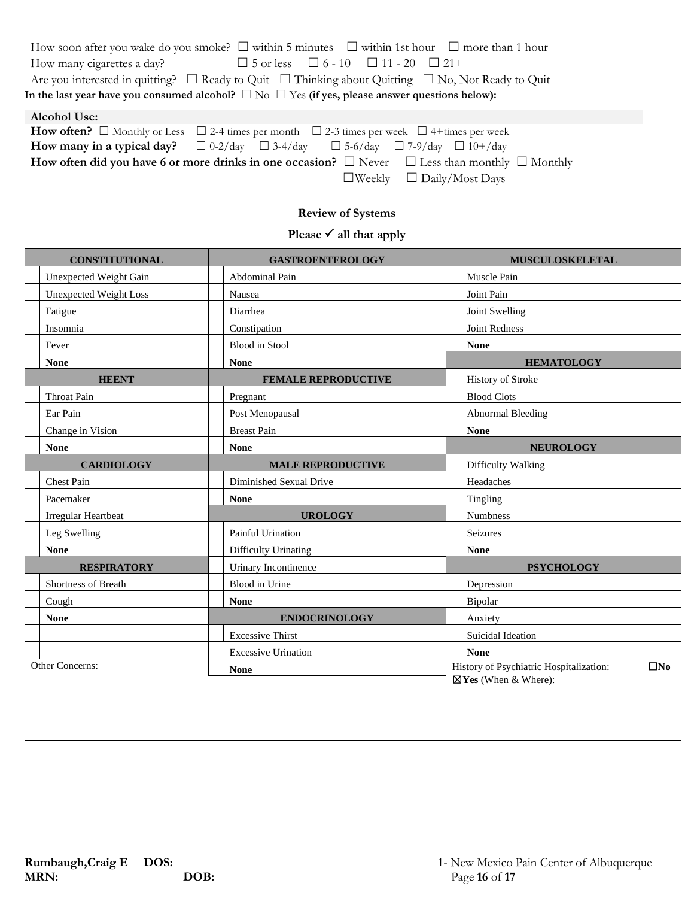How soon after you wake do you smoke? ☐ within 5 minutes ☐ within 1st hour ☐ more than 1 hour

How many cigarettes a day? ☐ 5 or less ☐ 6 - 10 ☐ 11 - 20 ☐ 21+

Are you interested in quitting? ☐ Ready to Quit ☐ Thinking about Quitting ☐ No, Not Ready to Quit

**In the last year have you consumed alcohol?** ☐ No ☐ Yes **(if yes, please answer questions below):**

**Alcohol Use:**

**How often?** ☐ Monthly or Less ☐ 2-4 times per month ☐ 2-3 times per week ☐ 4+times per week

**How many in a typical day?** ☐ 0-2/day ☐ 3-4/day ☐ 5-6/day ☐ 7-9/day ☐ 10+/day

**How often did you have 6 or more drinks in one occasion?** ☐ Never ☐ Less than monthly ☐ Monthly ☐Weekly ☐ Daily/Most Days

## Review of Systems

**Please ✓ all that apply**

| | **CONSTITUTIONAL** | | **GASTROENTEROLOGY** | | **MUSCULOSKELETAL** |
|---|---|---|---|---|---|
| | Unexpected Weight Gain | | Abdominal Pain | | Muscle Pain |
| | Unexpected Weight Loss | | Nausea | | Joint Pain |
| | Fatigue | | Diarrhea | | Joint Swelling |
| | Insomnia | | Constipation | | Joint Redness |
| | Fever | | Blood in Stool | | **None** |
| | **None** | | **None** | | **HEMATOLOGY** |
| | **HEENT** | | **FEMALE REPRODUCTIVE** | | History of Stroke |
| | Throat Pain | | Pregnant | | Blood Clots |
| | Ear Pain | | Post Menopausal | | Abnormal Bleeding |
| | Change in Vision | | Breast Pain | | **None** |
| | **None** | | **None** | | **NEUROLOGY** |
| | **CARDIOLOGY** | | **MALE REPRODUCTIVE** | | Difficulty Walking |
| | Chest Pain | | Diminished Sexual Drive | | Headaches |
| | Pacemaker | | **None** | | Tingling |
| | Irregular Heartbeat | | **UROLOGY** | | Numbness |
| | Leg Swelling | | Painful Urination | | Seizures |
| | **None** | | Difficulty Urinating | | **None** |
| | **RESPIRATORY** | | Urinary Incontinence | | **PSYCHOLOGY** |
| | Shortness of Breath | | Blood in Urine | | Depression |
| | Cough | | **None** | | Bipolar |
| | **None** | | **ENDOCRINOLOGY** | | Anxiety |
| | | | Excessive Thirst | | Suicidal Ideation |
| | | | Excessive Urination | | **None** |
| | Other Concerns: | | **None** | | History of Psychiatric Hospitalization: ☐**No** ☒**Yes** (When & Where): |

**Rumbaugh,Craig E** **DOS:**
**MRN:** **DOB:**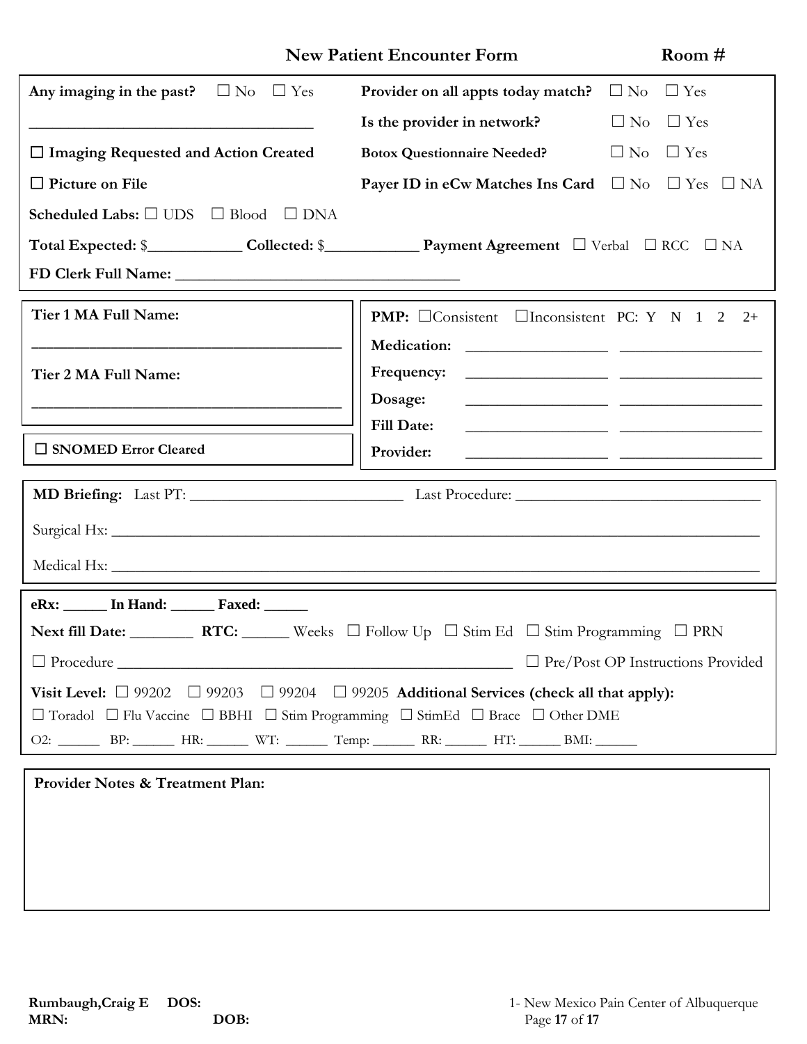# New Patient Encounter Form

**Room #**

**Any imaging in the past?** ☐ No ☐ Yes

___________________________________

☐ **Imaging Requested and Action Created**

☐ **Picture on File**

**Scheduled Labs:** ☐ UDS ☐ Blood ☐ DNA

**Provider on all appts today match?** ☐ No ☐ Yes

**Is the provider in network?** ☐ No ☐ Yes

**Botox Questionnaire Needed?** ☐ No ☐ Yes

**Payer ID in eCw Matches Ins Card** ☐ No ☐ Yes ☐ NA

**Total Expected:** $____________ **Collected:** $____________ **Payment Agreement** ☐ Verbal ☐ RCC ☐ NA

**FD Clerk Full Name:** ___________________________________

**Tier 1 MA Full Name:**

___________________________________

**Tier 2 MA Full Name:**

___________________________________

☐ **SNOMED Error Cleared**

**PMP:** ☐Consistent ☐Inconsistent PC: Y N 1 2 2+

**Medication:** __________________ __________________

**Frequency:** __________________ __________________

**Dosage:** __________________ __________________

**Fill Date:** __________________ __________________

**Provider:** __________________ __________________

**MD Briefing:** Last PT: ___________________________ Last Procedure: ___________________________

Surgical Hx: ___________________________________________________________________________

Medical Hx: ___________________________________________________________________________

**eRx:** ______ **In Hand:** ______ **Faxed:** ______

**Next fill Date:** ________ **RTC:** ______ Weeks ☐ Follow Up ☐ Stim Ed ☐ Stim Programming ☐ PRN

☐ Procedure ___________________________________________________ ☐ Pre/Post OP Instructions Provided

**Visit Level:** ☐ 99202 ☐ 99203 ☐ 99204 ☐ 99205 **Additional Services (check all that apply):**

☐ Toradol ☐ Flu Vaccine ☐ BBHI ☐ Stim Programming ☐ StimEd ☐ Brace ☐ Other DME

O2: ______ BP: ______ HR: ______ WT: ______ Temp: ______ RR: ______ HT: ______ BMI: ______

**Provider Notes & Treatment Plan:**

**Rumbaugh,Craig E** **DOS:**
**MRN:** **DOB:**

1- New Mexico Pain Center of Albuquerque